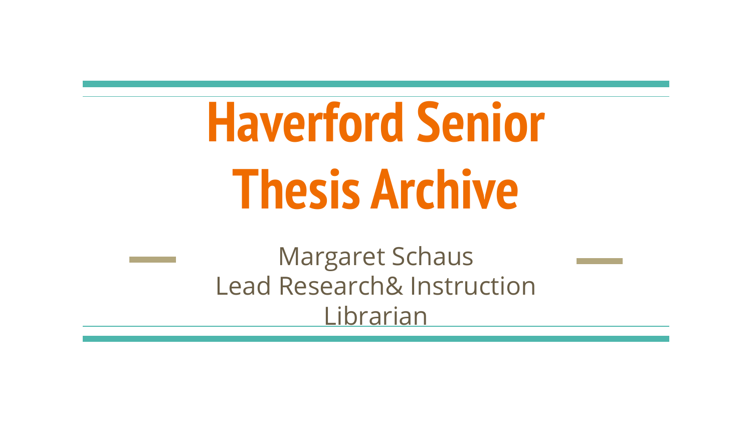# Haverford Senior Thesis Archive

Margaret Schaus
Lead Research& Instruction Librarian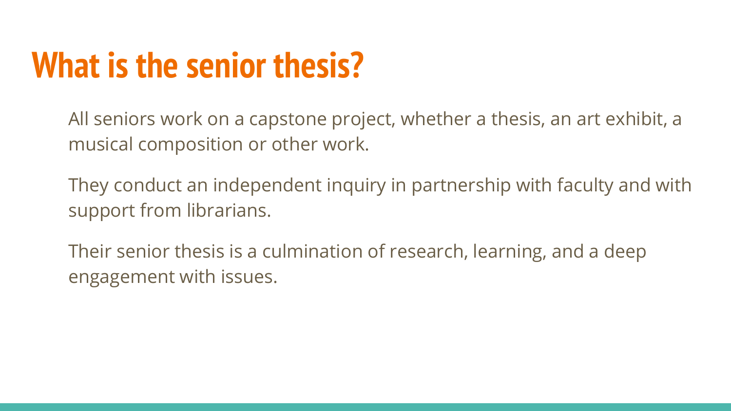# What is the senior thesis?

All seniors work on a capstone project, whether a thesis, an art exhibit, a musical composition or other work.

They conduct an independent inquiry in partnership with faculty and with support from librarians.

Their senior thesis is a culmination of research, learning, and a deep engagement with issues.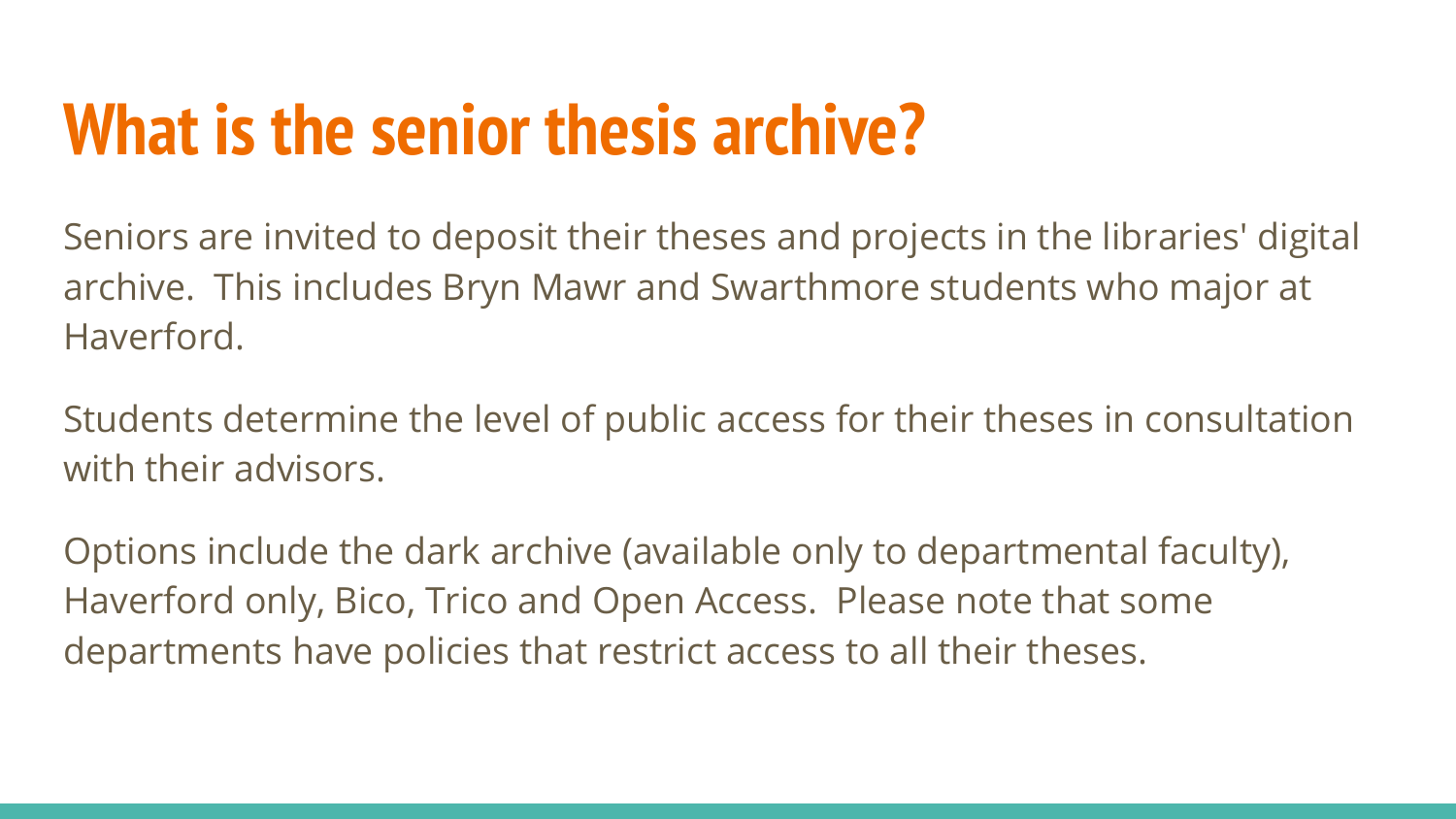# What is the senior thesis archive?

Seniors are invited to deposit their theses and projects in the libraries' digital archive.  This includes Bryn Mawr and Swarthmore students who major at Haverford.

Students determine the level of public access for their theses in consultation with their advisors.

Options include the dark archive (available only to departmental faculty), Haverford only, Bico, Trico and Open Access.  Please note that some departments have policies that restrict access to all their theses.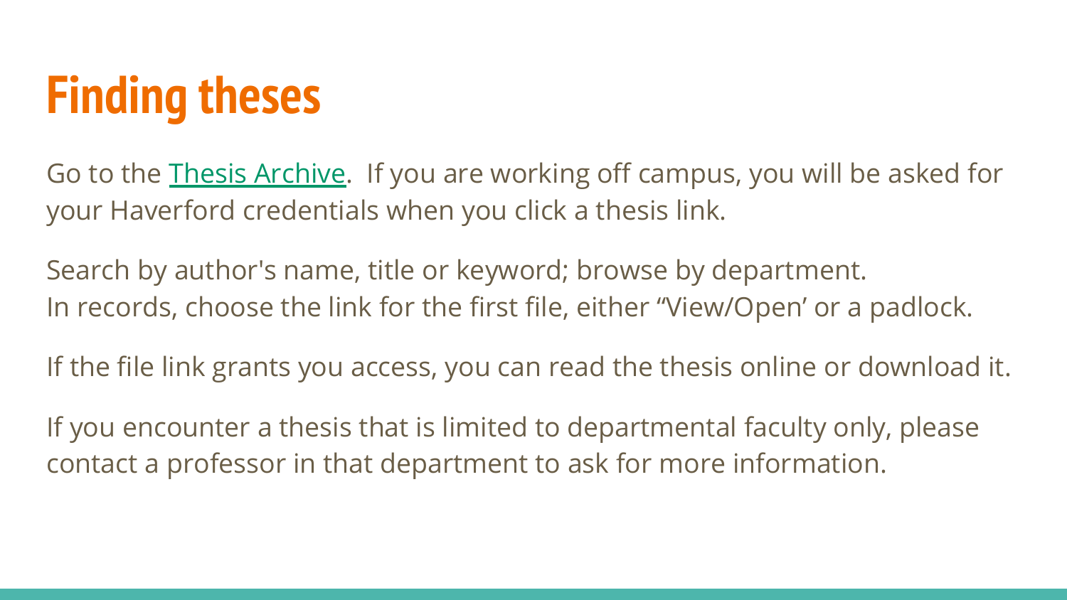# Finding theses

Go to the [Thesis Archive]. If you are working off campus, you will be asked for your Haverford credentials when you click a thesis link.

Search by author's name, title or keyword; browse by department.
In records, choose the link for the first file, either "View/Open' or a padlock.

If the file link grants you access, you can read the thesis online or download it.

If you encounter a thesis that is limited to departmental faculty only, please contact a professor in that department to ask for more information.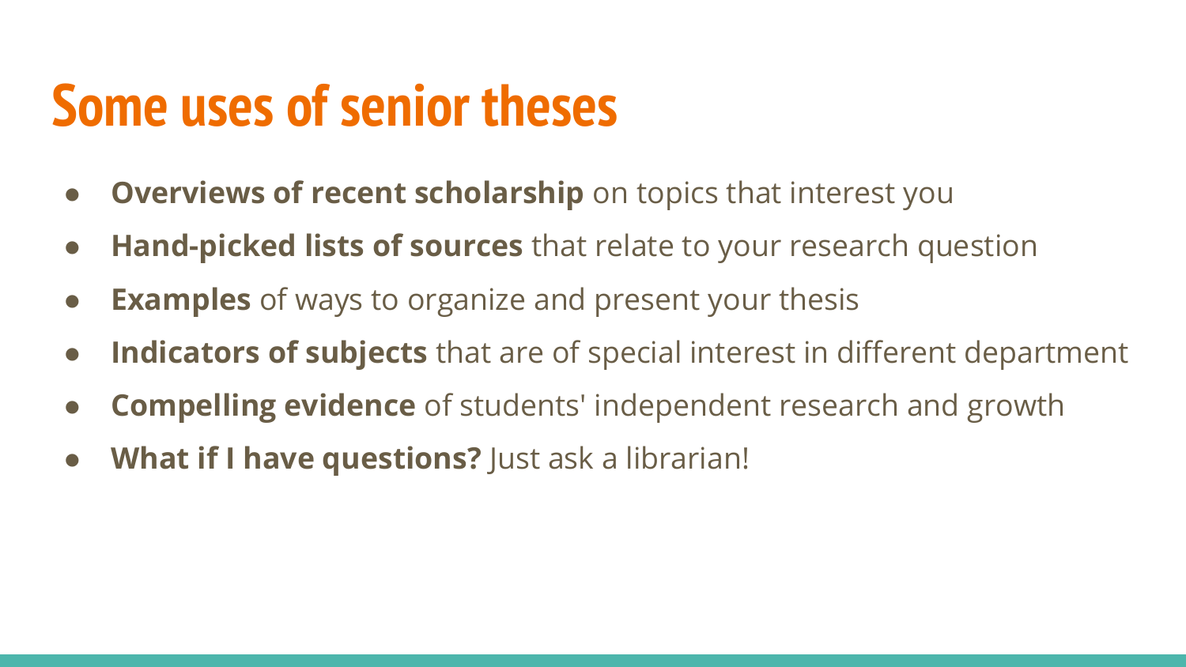# Some uses of senior theses

- **Overviews of recent scholarship** on topics that interest you
- **Hand-picked lists of sources** that relate to your research question
- **Examples** of ways to organize and present your thesis
- **Indicators of subjects** that are of special interest in different department
- **Compelling evidence** of students' independent research and growth
- **What if I have questions?** Just ask a librarian!